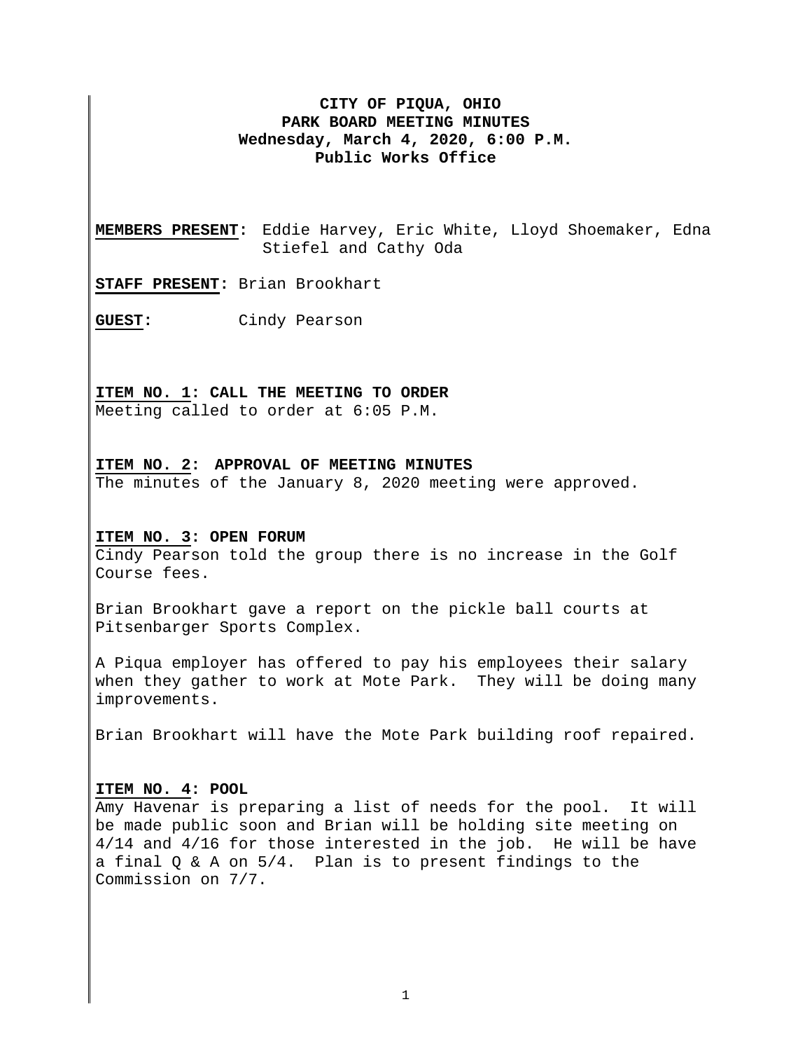**CITY OF PIQUA, OHIO**
**PARK BOARD MEETING MINUTES**
**Wednesday, March 4, 2020, 6:00 P.M.**
**Public Works Office**

**MEMBERS PRESENT:** Eddie Harvey, Eric White, Lloyd Shoemaker, Edna Stiefel and Cathy Oda

**STAFF PRESENT:** Brian Brookhart

**GUEST:** Cindy Pearson

**ITEM NO. 1: CALL THE MEETING TO ORDER**
Meeting called to order at 6:05 P.M.

**ITEM NO. 2: APPROVAL OF MEETING MINUTES**
The minutes of the January 8, 2020 meeting were approved.

**ITEM NO. 3: OPEN FORUM**
Cindy Pearson told the group there is no increase in the Golf Course fees.

Brian Brookhart gave a report on the pickle ball courts at Pitsenbarger Sports Complex.

A Piqua employer has offered to pay his employees their salary when they gather to work at Mote Park. They will be doing many improvements.

Brian Brookhart will have the Mote Park building roof repaired.

**ITEM NO. 4: POOL**
Amy Havenar is preparing a list of needs for the pool. It will be made public soon and Brian will be holding site meeting on 4/14 and 4/16 for those interested in the job. He will be have a final Q & A on 5/4. Plan is to present findings to the Commission on 7/7.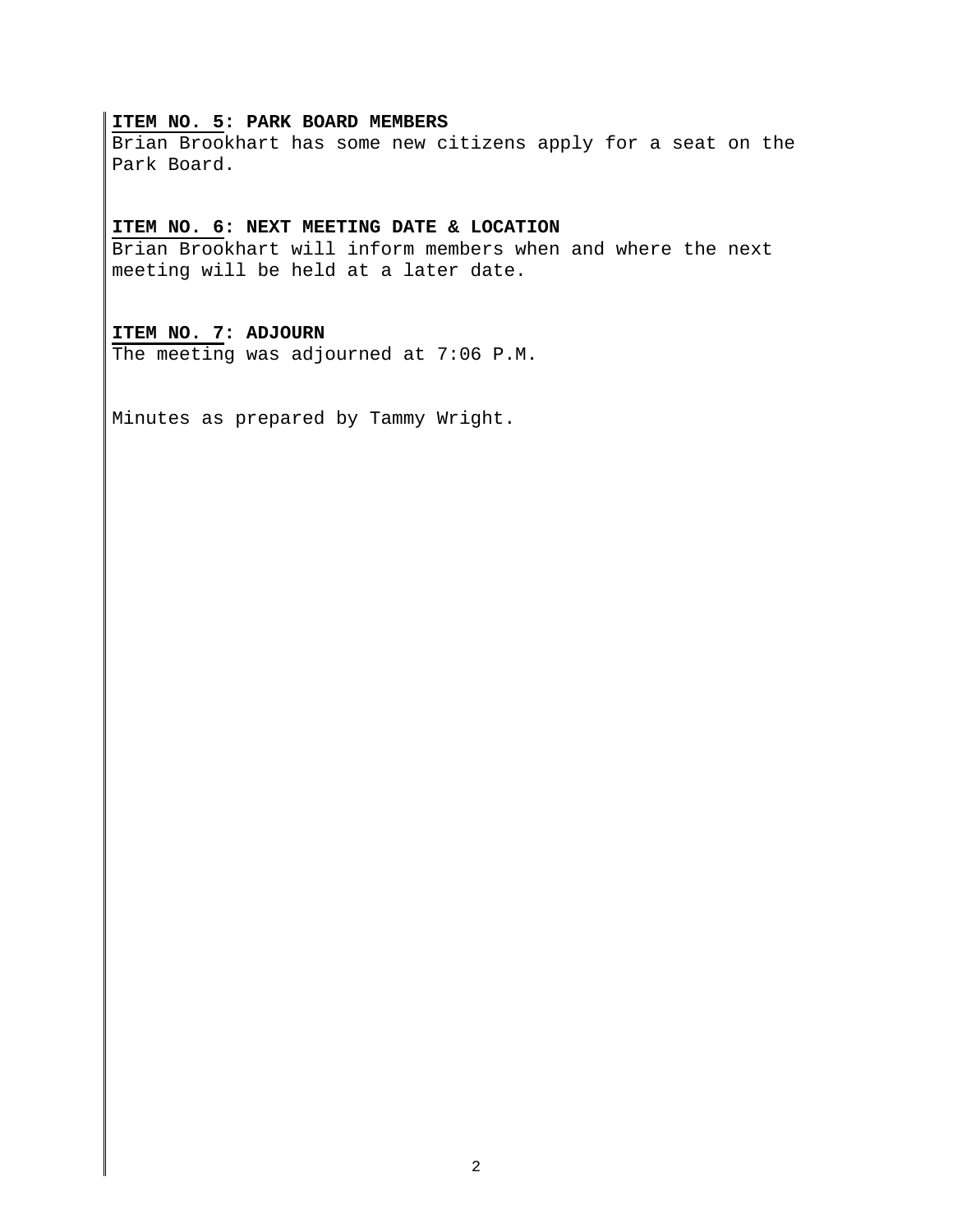**ITEM NO. 5: PARK BOARD MEMBERS**

Brian Brookhart has some new citizens apply for a seat on the Park Board.

**ITEM NO. 6: NEXT MEETING DATE & LOCATION**

Brian Brookhart will inform members when and where the next meeting will be held at a later date.

**ITEM NO. 7: ADJOURN**

The meeting was adjourned at 7:06 P.M.

Minutes as prepared by Tammy Wright.